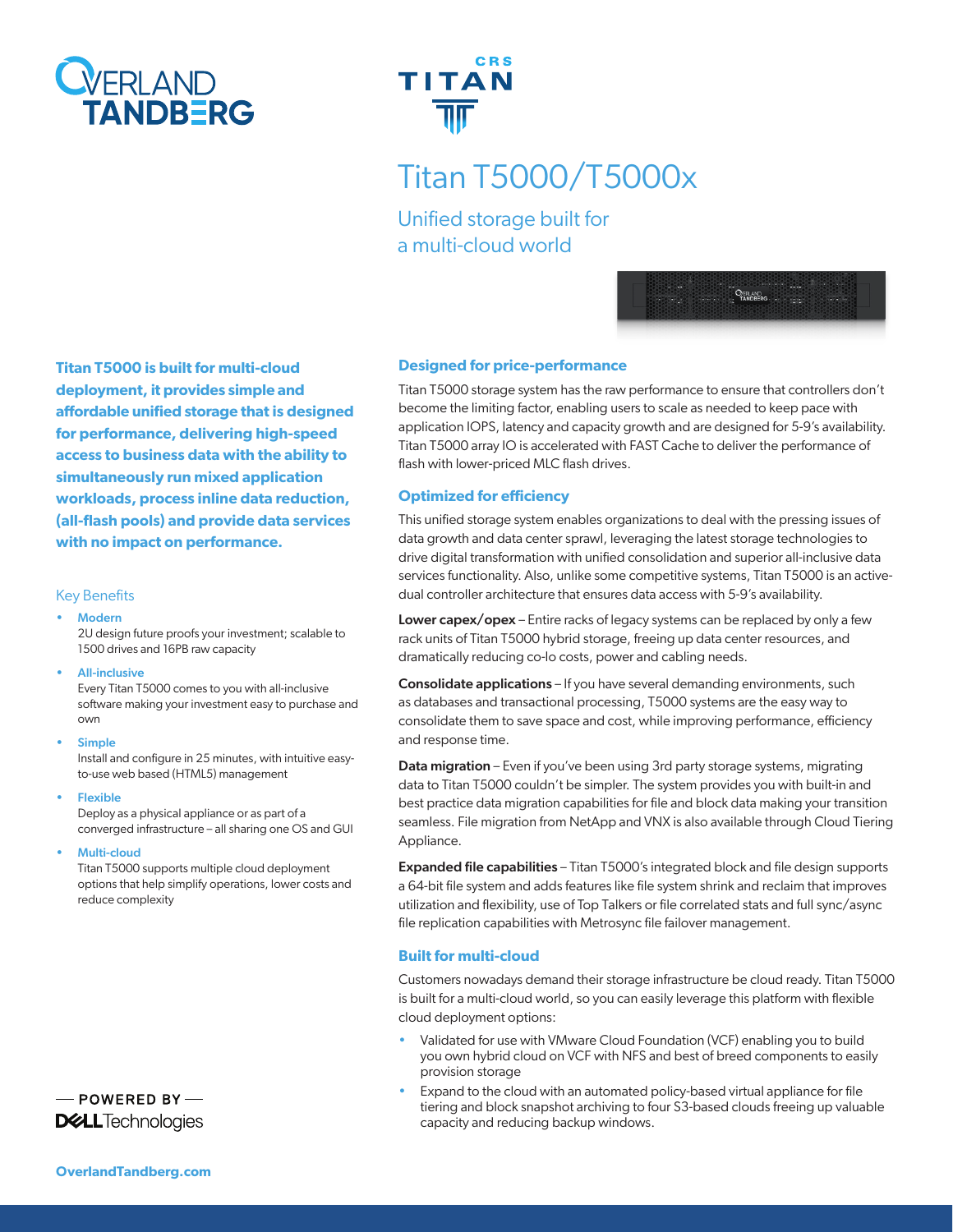# Titan T5000/T5000x

## Unified storage built for a multi-cloud world

**Titan T5000 is built for multi-cloud deployment, it provides simple and affordable unified storage that is designed for performance, delivering high-speed access to business data with the ability to simultaneously run mixed application workloads, process inline data reduction, (all-flash pools) and provide data services with no impact on performance.**

### Key Benefits

- **Modern**
  2U design future proofs your investment; scalable to 1500 drives and 16PB raw capacity
- **All-inclusive**
  Every Titan T5000 comes to you with all-inclusive software making your investment easy to purchase and own
- **Simple**
  Install and configure in 25 minutes, with intuitive easy-to-use web based (HTML5) management
- **Flexible**
  Deploy as a physical appliance or as part of a converged infrastructure – all sharing one OS and GUI
- **Multi-cloud**
  Titan T5000 supports multiple cloud deployment options that help simplify operations, lower costs and reduce complexity

— POWERED BY —
DELL Technologies

OverlandTandberg.com

### Designed for price-performance

Titan T5000 storage system has the raw performance to ensure that controllers don't become the limiting factor, enabling users to scale as needed to keep pace with application IOPS, latency and capacity growth and are designed for 5-9's availability. Titan T5000 array IO is accelerated with FAST Cache to deliver the performance of flash with lower-priced MLC flash drives.

### Optimized for efficiency

This unified storage system enables organizations to deal with the pressing issues of data growth and data center sprawl, leveraging the latest storage technologies to drive digital transformation with unified consolidation and superior all-inclusive data services functionality. Also, unlike some competitive systems, Titan T5000 is an active-dual controller architecture that ensures data access with 5-9's availability.

**Lower capex/opex** – Entire racks of legacy systems can be replaced by only a few rack units of Titan T5000 hybrid storage, freeing up data center resources, and dramatically reducing co-lo costs, power and cabling needs.

**Consolidate applications** – If you have several demanding environments, such as databases and transactional processing, T5000 systems are the easy way to consolidate them to save space and cost, while improving performance, efficiency and response time.

**Data migration** – Even if you've been using 3rd party storage systems, migrating data to Titan T5000 couldn't be simpler. The system provides you with built-in and best practice data migration capabilities for file and block data making your transition seamless. File migration from NetApp and VNX is also available through Cloud Tiering Appliance.

**Expanded file capabilities** – Titan T5000's integrated block and file design supports a 64-bit file system and adds features like file system shrink and reclaim that improves utilization and flexibility, use of Top Talkers or file correlated stats and full sync/async file replication capabilities with Metrosync file failover management.

### Built for multi-cloud

Customers nowadays demand their storage infrastructure be cloud ready. Titan T5000 is built for a multi-cloud world, so you can easily leverage this platform with flexible cloud deployment options:

- Validated for use with VMware Cloud Foundation (VCF) enabling you to build you own hybrid cloud on VCF with NFS and best of breed components to easily provision storage
- Expand to the cloud with an automated policy-based virtual appliance for file tiering and block snapshot archiving to four S3-based clouds freeing up valuable capacity and reducing backup windows.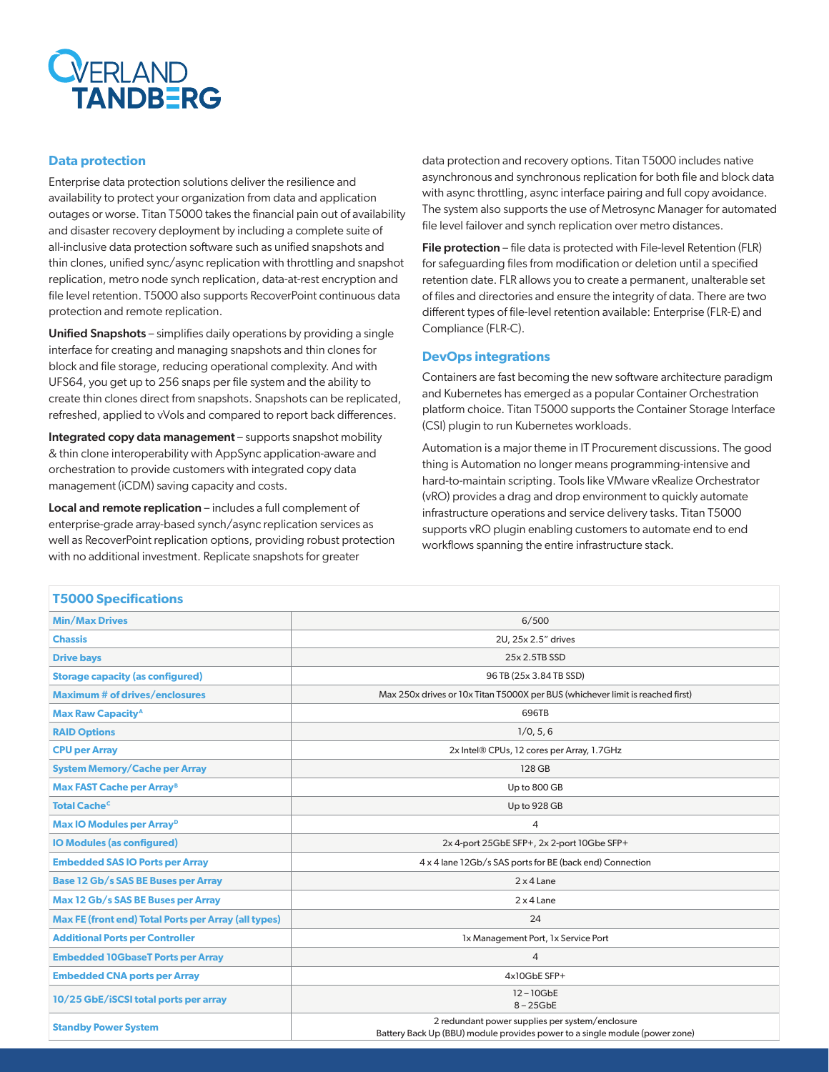## Data protection

Enterprise data protection solutions deliver the resilience and availability to protect your organization from data and application outages or worse. Titan T5000 takes the financial pain out of availability and disaster recovery deployment by including a complete suite of all-inclusive data protection software such as unified snapshots and thin clones, unified sync/async replication with throttling and snapshot replication, metro node synch replication, data-at-rest encryption and file level retention. T5000 also supports RecoverPoint continuous data protection and remote replication.

**Unified Snapshots** – simplifies daily operations by providing a single interface for creating and managing snapshots and thin clones for block and file storage, reducing operational complexity. And with UFS64, you get up to 256 snaps per file system and the ability to create thin clones direct from snapshots. Snapshots can be replicated, refreshed, applied to vVols and compared to report back differences.

**Integrated copy data management** – supports snapshot mobility & thin clone interoperability with AppSync application-aware and orchestration to provide customers with integrated copy data management (iCDM) saving capacity and costs.

**Local and remote replication** – includes a full complement of enterprise-grade array-based synch/async replication services as well as RecoverPoint replication options, providing robust protection with no additional investment. Replicate snapshots for greater data protection and recovery options. Titan T5000 includes native asynchronous and synchronous replication for both file and block data with async throttling, async interface pairing and full copy avoidance. The system also supports the use of Metrosync Manager for automated file level failover and synch replication over metro distances.

**File protection** – file data is protected with File-level Retention (FLR) for safeguarding files from modification or deletion until a specified retention date. FLR allows you to create a permanent, unalterable set of files and directories and ensure the integrity of data. There are two different types of file-level retention available: Enterprise (FLR-E) and Compliance (FLR-C).

## DevOps integrations

Containers are fast becoming the new software architecture paradigm and Kubernetes has emerged as a popular Container Orchestration platform choice. Titan T5000 supports the Container Storage Interface (CSI) plugin to run Kubernetes workloads.

Automation is a major theme in IT Procurement discussions. The good thing is Automation no longer means programming-intensive and hard-to-maintain scripting. Tools like VMware vRealize Orchestrator (vRO) provides a drag and drop environment to quickly automate infrastructure operations and service delivery tasks. Titan T5000 supports vRO plugin enabling customers to automate end to end workflows spanning the entire infrastructure stack.

## T5000 Specifications

| Specification | Value |
|---|---|
| Min/Max Drives | 6/500 |
| Chassis | 2U, 25x 2.5" drives |
| Drive bays | 25x 2.5TB SSD |
| Storage capacity (as configured) | 96 TB (25x 3.84 TB SSD) |
| Maximum # of drives/enclosures | Max 250x drives or 10x Titan T5000X per BUS (whichever limit is reached first) |
| Max Raw Capacity[A] | 696TB |
| RAID Options | 1/0, 5, 6 |
| CPU per Array | 2x Intel® CPUs, 12 cores per Array, 1.7GHz |
| System Memory/Cache per Array | 128 GB |
| Max FAST Cache per Array[B] | Up to 800 GB |
| Total Cache[C] | Up to 928 GB |
| Max IO Modules per Array[D] | 4 |
| IO Modules (as configured) | 2x 4-port 25GbE SFP+, 2x 2-port 10Gbe SFP+ |
| Embedded SAS IO Ports per Array | 4 x 4 lane 12Gb/s SAS ports for BE (back end) Connection |
| Base 12 Gb/s SAS BE Buses per Array | 2 x 4 Lane |
| Max 12 Gb/s SAS BE Buses per Array | 2 x 4 Lane |
| Max FE (front end) Total Ports per Array (all types) | 24 |
| Additional Ports per Controller | 1x Management Port, 1x Service Port |
| Embedded 10GbaseT Ports per Array | 4 |
| Embedded CNA ports per Array | 4x10GbE SFP+ |
| 10/25 GbE/iSCSI total ports per array | 12 – 10GbE<br>8 – 25GbE |
| Standby Power System | 2 redundant power supplies per system/enclosure<br>Battery Back Up (BBU) module provides power to a single module (power zone) |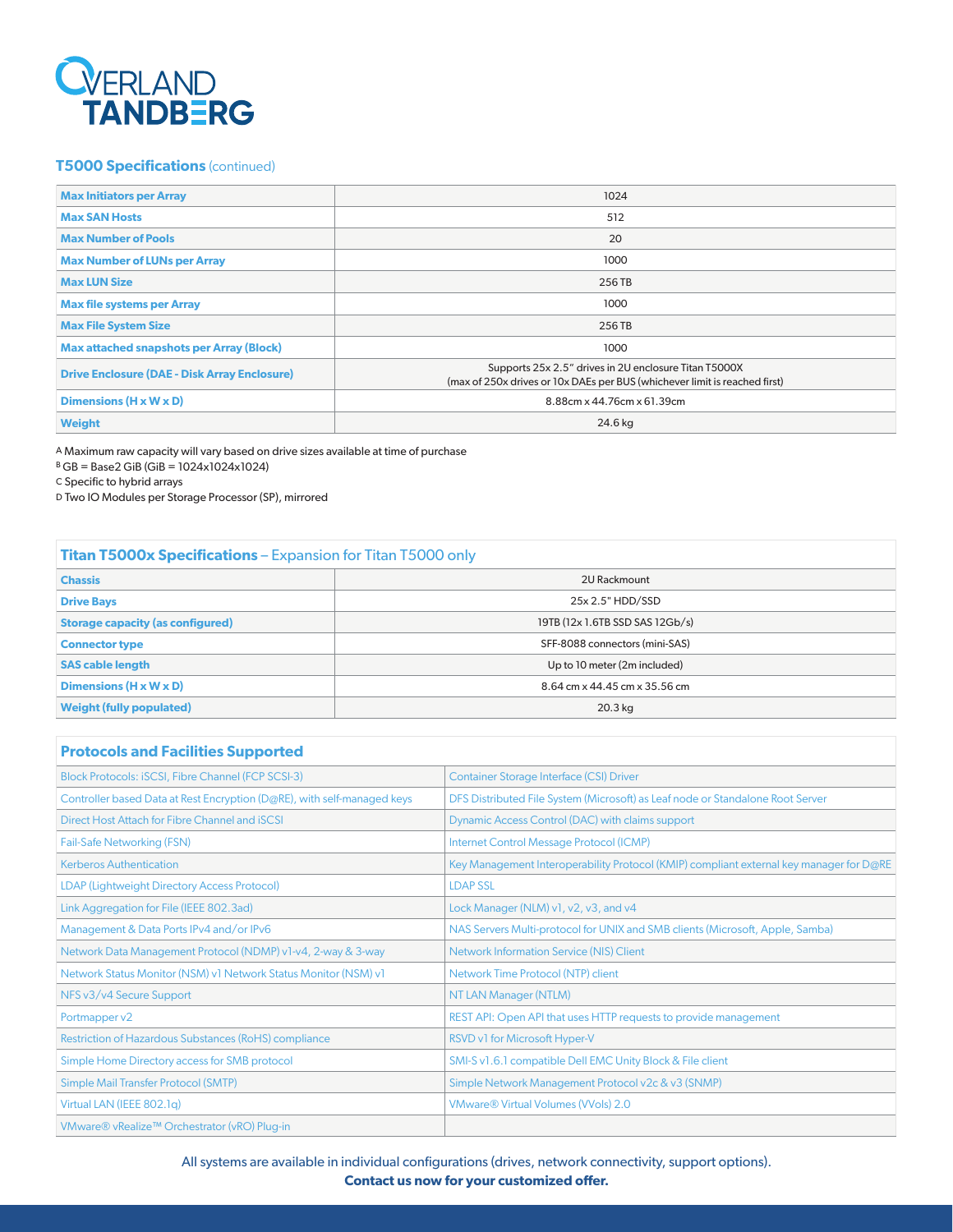## T5000 Specifications (continued)

| | |
|---|---|
| **Max Initiators per Array** | 1024 |
| **Max SAN Hosts** | 512 |
| **Max Number of Pools** | 20 |
| **Max Number of LUNs per Array** | 1000 |
| **Max LUN Size** | 256 TB |
| **Max file systems per Array** | 1000 |
| **Max File System Size** | 256 TB |
| **Max attached snapshots per Array (Block)** | 1000 |
| **Drive Enclosure (DAE - Disk Array Enclosure)** | Supports 25x 2.5" drives in 2U enclosure Titan T5000X (max of 250x drives or 10x DAEs per BUS (whichever limit is reached first) |
| **Dimensions (H x W x D)** | 8.88cm x 44.76cm x 61.39cm |
| **Weight** | 24.6 kg |

A Maximum raw capacity will vary based on drive sizes available at time of purchase
B GB = Base2 GiB (GiB = 1024x1024x1024)
C Specific to hybrid arrays
D Two IO Modules per Storage Processor (SP), mirrored

## Titan T5000x Specifications – Expansion for Titan T5000 only

| | |
|---|---|
| **Chassis** | 2U Rackmount |
| **Drive Bays** | 25x 2.5" HDD/SSD |
| **Storage capacity (as configured)** | 19TB (12x 1.6TB SSD SAS 12Gb/s) |
| **Connector type** | SFF-8088 connectors (mini-SAS) |
| **SAS cable length** | Up to 10 meter (2m included) |
| **Dimensions (H x W x D)** | 8.64 cm x 44.45 cm x 35.56 cm |
| **Weight (fully populated)** | 20.3 kg |

## Protocols and Facilities Supported

| | |
|---|---|
| Block Protocols: iSCSI, Fibre Channel (FCP SCSI-3) | Container Storage Interface (CSI) Driver |
| Controller based Data at Rest Encryption (D@RE), with self-managed keys | DFS Distributed File System (Microsoft) as Leaf node or Standalone Root Server |
| Direct Host Attach for Fibre Channel and iSCSI | Dynamic Access Control (DAC) with claims support |
| Fail-Safe Networking (FSN) | Internet Control Message Protocol (ICMP) |
| Kerberos Authentication | Key Management Interoperability Protocol (KMIP) compliant external key manager for D@RE |
| LDAP (Lightweight Directory Access Protocol) | LDAP SSL |
| Link Aggregation for File (IEEE 802.3ad) | Lock Manager (NLM) v1, v2, v3, and v4 |
| Management & Data Ports IPv4 and/or IPv6 | NAS Servers Multi-protocol for UNIX and SMB clients (Microsoft, Apple, Samba) |
| Network Data Management Protocol (NDMP) v1-v4, 2-way & 3-way | Network Information Service (NIS) Client |
| Network Status Monitor (NSM) v1 Network Status Monitor (NSM) v1 | Network Time Protocol (NTP) client |
| NFS v3/v4 Secure Support | NT LAN Manager (NTLM) |
| Portmapper v2 | REST API: Open API that uses HTTP requests to provide management |
| Restriction of Hazardous Substances (RoHS) compliance | RSVD v1 for Microsoft Hyper-V |
| Simple Home Directory access for SMB protocol | SMI-S v1.6.1 compatible Dell EMC Unity Block & File client |
| Simple Mail Transfer Protocol (SMTP) | Simple Network Management Protocol v2c & v3 (SNMP) |
| Virtual LAN (IEEE 802.1q) | VMware® Virtual Volumes (VVols) 2.0 |
| VMware® vRealize™ Orchestrator (vRO) Plug-in | |

All systems are available in individual configurations (drives, network connectivity, support options).
**Contact us now for your customized offer.**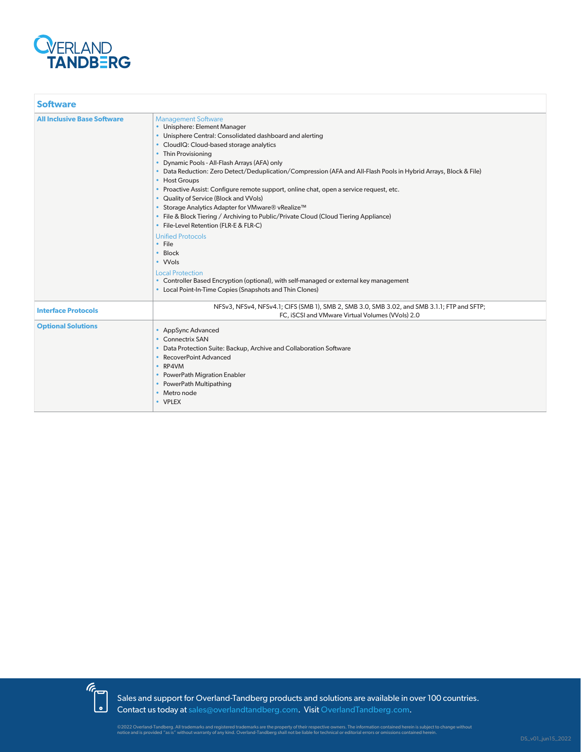## Software

| | |
|---|---|
| **All Inclusive Base Software** | Management Software<br>• Unisphere: Element Manager<br>• Unisphere Central: Consolidated dashboard and alerting<br>• CloudIQ: Cloud-based storage analytics<br>• Thin Provisioning<br>• Dynamic Pools - All-Flash Arrays (AFA) only<br>• Data Reduction: Zero Detect/Deduplication/Compression (AFA and All-Flash Pools in Hybrid Arrays, Block & File)<br>• Host Groups<br>• Proactive Assist: Configure remote support, online chat, open a service request, etc.<br>• Quality of Service (Block and VVols)<br>• Storage Analytics Adapter for VMware® vRealize™<br>• File & Block Tiering / Archiving to Public/Private Cloud (Cloud Tiering Appliance)<br>• File-Level Retention (FLR-E & FLR-C)<br>Unified Protocols<br>• File<br>• Block<br>• VVols<br>Local Protection<br>• Controller Based Encryption (optional), with self-managed or external key management<br>• Local Point-In-Time Copies (Snapshots and Thin Clones) |
| **Interface Protocols** | NFSv3, NFSv4, NFSv4.1; CIFS (SMB 1), SMB 2, SMB 3.0, SMB 3.02, and SMB 3.1.1; FTP and SFTP; FC, iSCSI and VMware Virtual Volumes (VVols) 2.0 |
| **Optional Solutions** | • AppSync Advanced<br>• Connectrix SAN<br>• Data Protection Suite: Backup, Archive and Collaboration Software<br>• RecoverPoint Advanced<br>• RP4VM<br>• PowerPath Migration Enabler<br>• PowerPath Multipathing<br>• Metro node<br>• VPLEX |

Sales and support for Overland-Tandberg products and solutions are available in over 100 countries. Contact us today at sales@overlandtandberg.com. Visit OverlandTandberg.com.

©2022 Overland-Tandberg. All trademarks and registered trademarks are the property of their respective owners. The information contained herein is subject to change without notice and is provided "as is" without warranty of any kind. Overland-Tandberg shall not be liable for technical or editorial errors or omissions contained herein.

DS_v01_jun15_2022